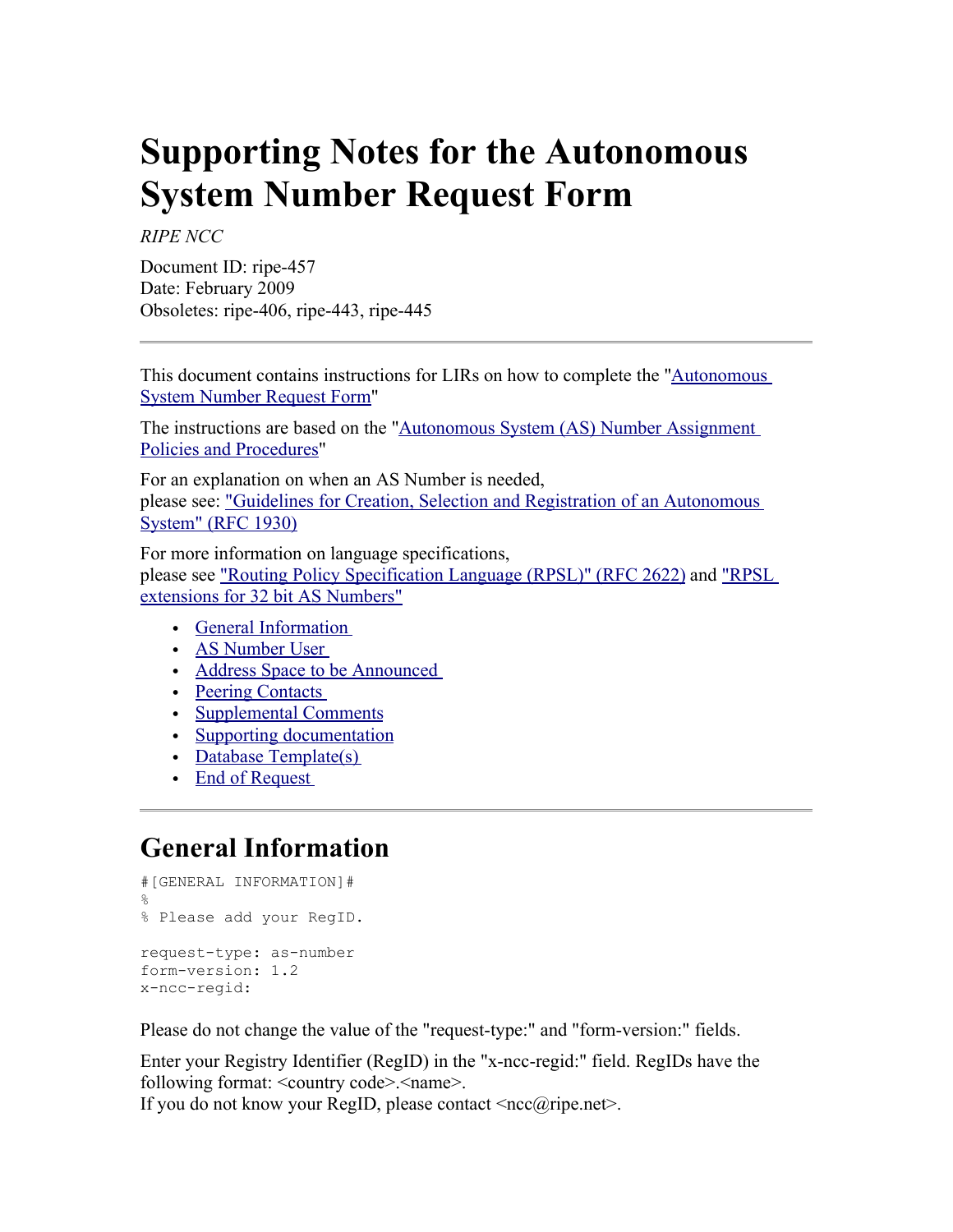# Supporting Notes for the Autonomous System Number Request Form

*RIPE NCC*

Document ID: ripe-457
Date: February 2009
Obsoletes: ripe-406, ripe-443, ripe-445

---

This document contains instructions for LIRs on how to complete the "Autonomous System Number Request Form"

The instructions are based on the "Autonomous System (AS) Number Assignment Policies and Procedures"

For an explanation on when an AS Number is needed,
please see: "Guidelines for Creation, Selection and Registration of an Autonomous System" (RFC 1930)

For more information on language specifications,
please see "Routing Policy Specification Language (RPSL)" (RFC 2622) and "RPSL extensions for 32 bit AS Numbers"

- General Information
- AS Number User
- Address Space to be Announced
- Peering Contacts
- Supplemental Comments
- Supporting documentation
- Database Template(s)
- End of Request

---

## General Information

```
#[GENERAL INFORMATION]#
%
% Please add your RegID.

request-type: as-number
form-version: 1.2
x-ncc-regid:
```

Please do not change the value of the "request-type:" and "form-version:" fields.

Enter your Registry Identifier (RegID) in the "x-ncc-regid:" field. RegIDs have the following format: <country code>.<name>.
If you do not know your RegID, please contact <ncc@ripe.net>.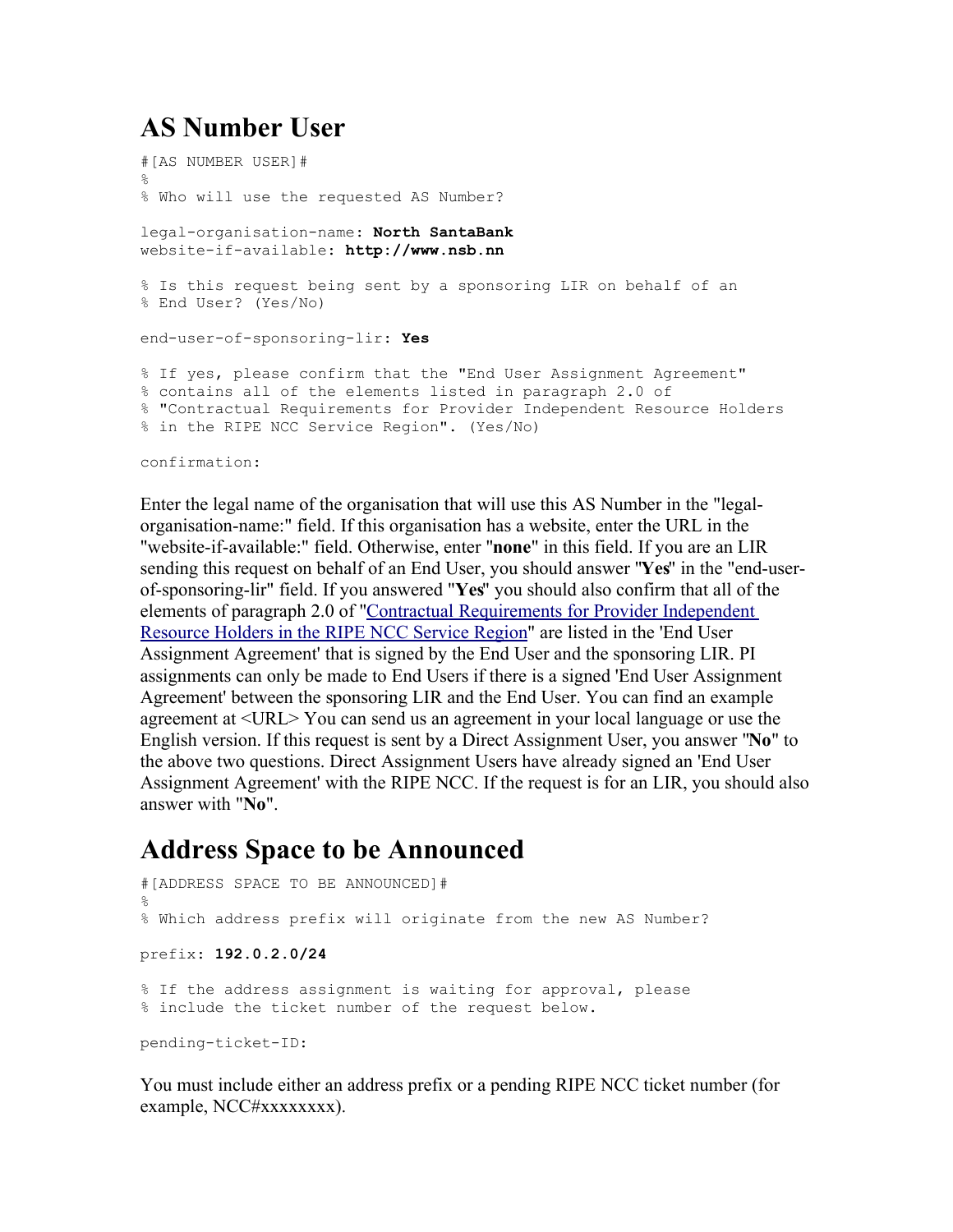## AS Number User

```
#[AS NUMBER USER]#
%
% Who will use the requested AS Number?

legal-organisation-name: North SantaBank
website-if-available: http://www.nsb.nn

% Is this request being sent by a sponsoring LIR on behalf of an
% End User? (Yes/No)

end-user-of-sponsoring-lir: Yes

% If yes, please confirm that the "End User Assignment Agreement"
% contains all of the elements listed in paragraph 2.0 of
% "Contractual Requirements for Provider Independent Resource Holders
% in the RIPE NCC Service Region". (Yes/No)

confirmation:
```

Enter the legal name of the organisation that will use this AS Number in the "legal-organisation-name:" field. If this organisation has a website, enter the URL in the "website-if-available:" field. Otherwise, enter "**none**" in this field. If you are an LIR sending this request on behalf of an End User, you should answer "**Yes**" in the "end-user-of-sponsoring-lir" field. If you answered "**Yes**" you should also confirm that all of the elements of paragraph 2.0 of "Contractual Requirements for Provider Independent Resource Holders in the RIPE NCC Service Region" are listed in the 'End User Assignment Agreement' that is signed by the End User and the sponsoring LIR. PI assignments can only be made to End Users if there is a signed 'End User Assignment Agreement' between the sponsoring LIR and the End User. You can find an example agreement at <URL> You can send us an agreement in your local language or use the English version. If this request is sent by a Direct Assignment User, you answer "**No**" to the above two questions. Direct Assignment Users have already signed an 'End User Assignment Agreement' with the RIPE NCC. If the request is for an LIR, you should also answer with "**No**".

## Address Space to be Announced

```
#[ADDRESS SPACE TO BE ANNOUNCED]#
%
% Which address prefix will originate from the new AS Number?

prefix: 192.0.2.0/24

% If the address assignment is waiting for approval, please
% include the ticket number of the request below.

pending-ticket-ID:
```

You must include either an address prefix or a pending RIPE NCC ticket number (for example, NCC#xxxxxxxx).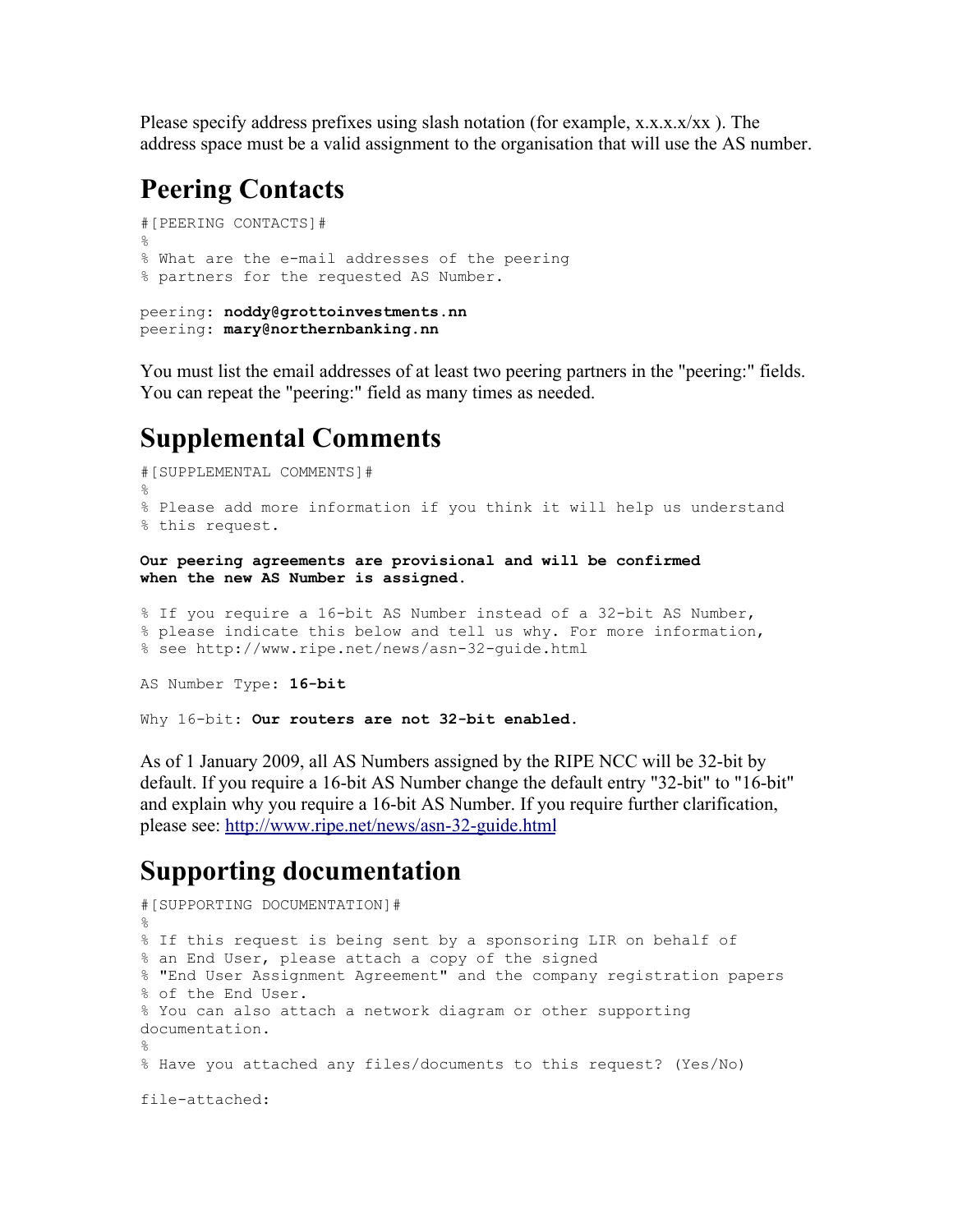Please specify address prefixes using slash notation (for example, x.x.x.x/xx ). The address space must be a valid assignment to the organisation that will use the AS number.

# Peering Contacts

```
#[PEERING CONTACTS]#
%
% What are the e-mail addresses of the peering
% partners for the requested AS Number.

peering: noddy@grottoinvestments.nn
peering: mary@northernbanking.nn
```

You must list the email addresses of at least two peering partners in the "peering:" fields. You can repeat the "peering:" field as many times as needed.

# Supplemental Comments

```
#[SUPPLEMENTAL COMMENTS]#
%
% Please add more information if you think it will help us understand
% this request.

Our peering agreements are provisional and will be confirmed
when the new AS Number is assigned.

% If you require a 16-bit AS Number instead of a 32-bit AS Number,
% please indicate this below and tell us why. For more information,
% see http://www.ripe.net/news/asn-32-guide.html

AS Number Type: 16-bit

Why 16-bit: Our routers are not 32-bit enabled.
```

As of 1 January 2009, all AS Numbers assigned by the RIPE NCC will be 32-bit by default. If you require a 16-bit AS Number change the default entry "32-bit" to "16-bit" and explain why you require a 16-bit AS Number. If you require further clarification, please see: http://www.ripe.net/news/asn-32-guide.html

# Supporting documentation

```
#[SUPPORTING DOCUMENTATION]#
%
% If this request is being sent by a sponsoring LIR on behalf of
% an End User, please attach a copy of the signed
% "End User Assignment Agreement" and the company registration papers
% of the End User.
% You can also attach a network diagram or other supporting
documentation.
%
% Have you attached any files/documents to this request? (Yes/No)

file-attached:
```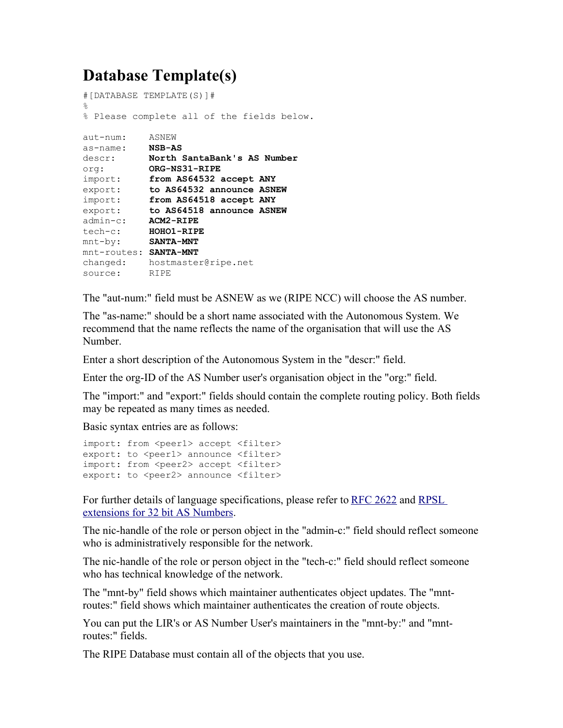# Database Template(s)

```
#[DATABASE TEMPLATE(S)]#
%
% Please complete all of the fields below.

aut-num:     ASNEW
as-name:     NSB-AS
descr:       North SantaBank's AS Number
org:         ORG-NS31-RIPE
import:      from AS64532 accept ANY
export:      to AS64532 announce ASNEW
import:      from AS64518 accept ANY
export:      to AS64518 announce ASNEW
admin-c:     ACM2-RIPE
tech-c:      HOHO1-RIPE
mnt-by:      SANTA-MNT
mnt-routes:  SANTA-MNT
changed:     hostmaster@ripe.net
source:      RIPE
```

The "aut-num:" field must be ASNEW as we (RIPE NCC) will choose the AS number.

The "as-name:" should be a short name associated with the Autonomous System. We recommend that the name reflects the name of the organisation that will use the AS Number.

Enter a short description of the Autonomous System in the "descr:" field.

Enter the org-ID of the AS Number user's organisation object in the "org:" field.

The "import:" and "export:" fields should contain the complete routing policy. Both fields may be repeated as many times as needed.

Basic syntax entries are as follows:

```
import: from <peer1> accept <filter>
export: to <peer1> announce <filter>
import: from <peer2> accept <filter>
export: to <peer2> announce <filter>
```

For further details of language specifications, please refer to RFC 2622 and RPSL extensions for 32 bit AS Numbers.

The nic-handle of the role or person object in the "admin-c:" field should reflect someone who is administratively responsible for the network.

The nic-handle of the role or person object in the "tech-c:" field should reflect someone who has technical knowledge of the network.

The "mnt-by" field shows which maintainer authenticates object updates. The "mnt-routes:" field shows which maintainer authenticates the creation of route objects.

You can put the LIR's or AS Number User's maintainers in the "mnt-by:" and "mnt-routes:" fields.

The RIPE Database must contain all of the objects that you use.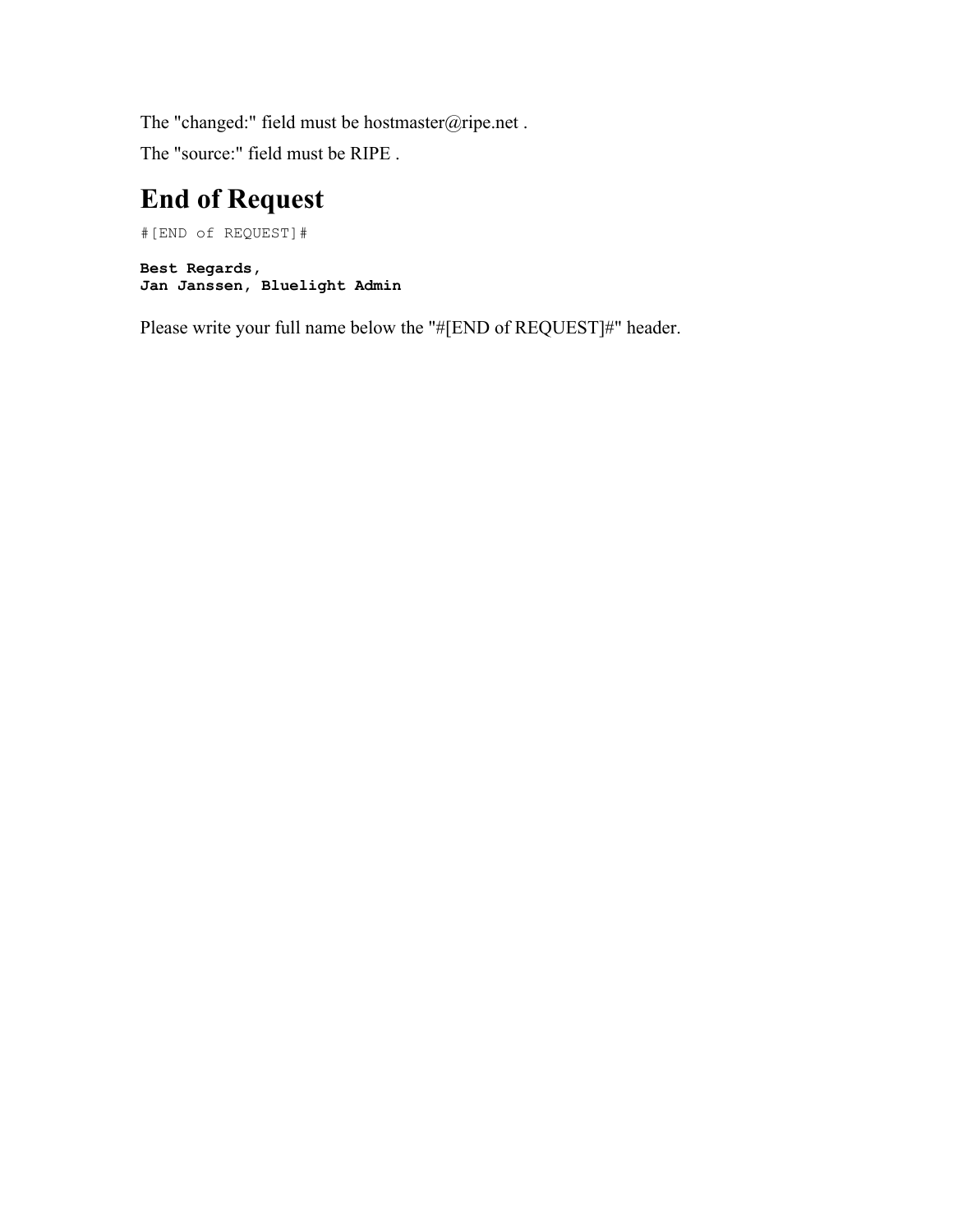The "changed:" field must be hostmaster@ripe.net .

The "source:" field must be RIPE .

## End of Request

```
#[END of REQUEST]#
```

```
Best Regards,
Jan Janssen, Bluelight Admin
```

Please write your full name below the "#[END of REQUEST]#" header.